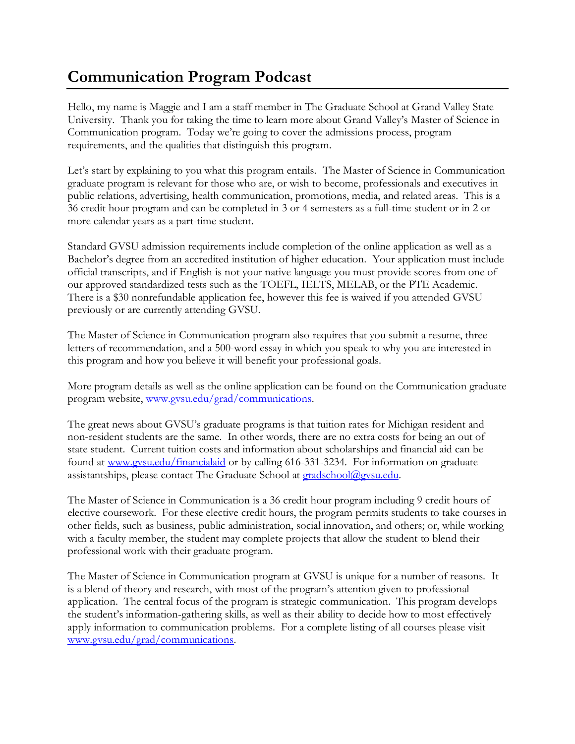# Communication Program Podcast

Hello, my name is Maggie and I am a staff member in The Graduate School at Grand Valley State University. Thank you for taking the time to learn more about Grand Valley's Master of Science in Communication program. Today we're going to cover the admissions process, program requirements, and the qualities that distinguish this program.

Let's start by explaining to you what this program entails. The Master of Science in Communication graduate program is relevant for those who are, or wish to become, professionals and executives in public relations, advertising, health communication, promotions, media, and related areas. This is a 36 credit hour program and can be completed in 3 or 4 semesters as a full-time student or in 2 or more calendar years as a part-time student.

Standard GVSU admission requirements include completion of the online application as well as a Bachelor's degree from an accredited institution of higher education. Your application must include official transcripts, and if English is not your native language you must provide scores from one of our approved standardized tests such as the TOEFL, IELTS, MELAB, or the PTE Academic. There is a $30 nonrefundable application fee, however this fee is waived if you attended GVSU previously or are currently attending GVSU.

The Master of Science in Communication program also requires that you submit a resume, three letters of recommendation, and a 500-word essay in which you speak to why you are interested in this program and how you believe it will benefit your professional goals.

More program details as well as the online application can be found on the Communication graduate program website, [www.gvsu.edu/grad/communications](www.gvsu.edu/grad/communications).

The great news about GVSU's graduate programs is that tuition rates for Michigan resident and non-resident students are the same. In other words, there are no extra costs for being an out of state student. Current tuition costs and information about scholarships and financial aid can be found at [www.gvsu.edu/financialaid](www.gvsu.edu/financialaid) or by calling 616-331-3234. For information on graduate assistantships, please contact The Graduate School at [gradschool@gvsu.edu](mailto:gradschool@gvsu.edu).

The Master of Science in Communication is a 36 credit hour program including 9 credit hours of elective coursework. For these elective credit hours, the program permits students to take courses in other fields, such as business, public administration, social innovation, and others; or, while working with a faculty member, the student may complete projects that allow the student to blend their professional work with their graduate program.

The Master of Science in Communication program at GVSU is unique for a number of reasons. It is a blend of theory and research, with most of the program's attention given to professional application. The central focus of the program is strategic communication. This program develops the student's information-gathering skills, as well as their ability to decide how to most effectively apply information to communication problems. For a complete listing of all courses please visit [www.gvsu.edu/grad/communications](www.gvsu.edu/grad/communications).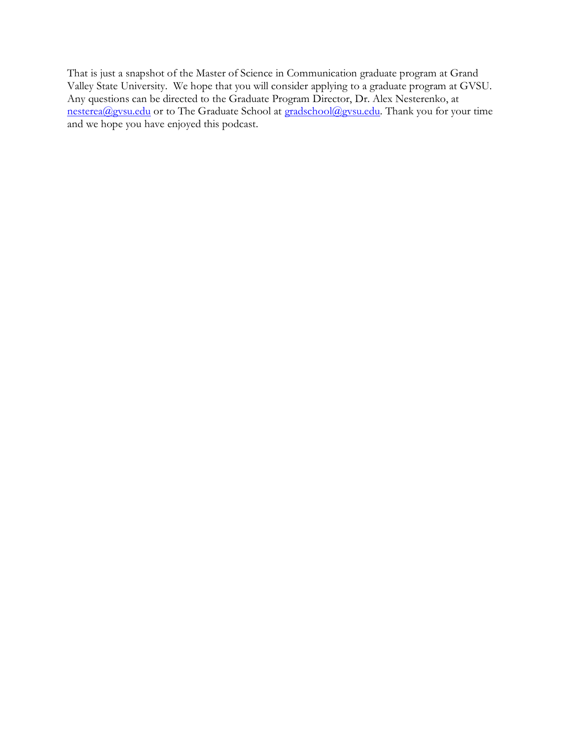That is just a snapshot of the Master of Science in Communication graduate program at Grand Valley State University. We hope that you will consider applying to a graduate program at GVSU. Any questions can be directed to the Graduate Program Director, Dr. Alex Nesterenko, at nesterea@gvsu.edu or to The Graduate School at gradschool@gvsu.edu. Thank you for your time and we hope you have enjoyed this podcast.